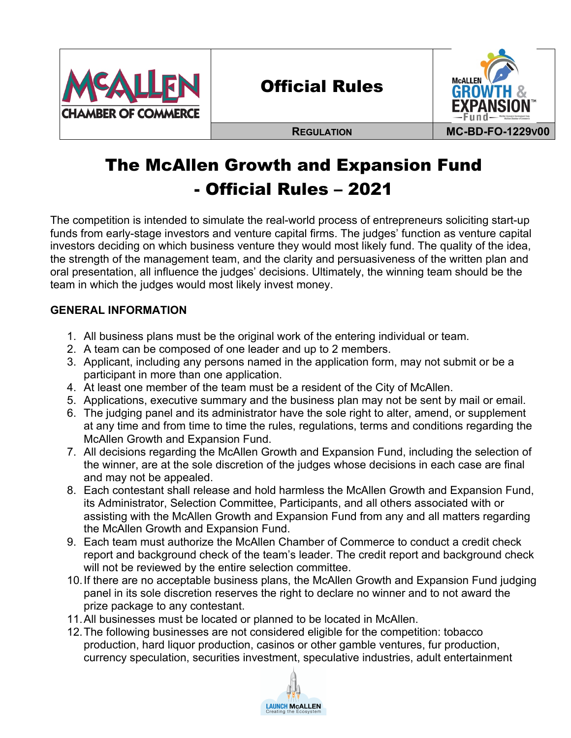| McALLEN CHAMBER OF COMMERCE | Official Rules | McALLEN GROWTH & EXPANSION Fund |
|---|---|---|
| | REGULATION | MC-BD-FO-1229v00 |

# The McAllen Growth and Expansion Fund - Official Rules – 2021

The competition is intended to simulate the real-world process of entrepreneurs soliciting start-up funds from early-stage investors and venture capital firms. The judges' function as venture capital investors deciding on which business venture they would most likely fund. The quality of the idea, the strength of the management team, and the clarity and persuasiveness of the written plan and oral presentation, all influence the judges' decisions. Ultimately, the winning team should be the team in which the judges would most likely invest money.

## GENERAL INFORMATION

1. All business plans must be the original work of the entering individual or team.
2. A team can be composed of one leader and up to 2 members.
3. Applicant, including any persons named in the application form, may not submit or be a participant in more than one application.
4. At least one member of the team must be a resident of the City of McAllen.
5. Applications, executive summary and the business plan may not be sent by mail or email.
6. The judging panel and its administrator have the sole right to alter, amend, or supplement at any time and from time to time the rules, regulations, terms and conditions regarding the McAllen Growth and Expansion Fund.
7. All decisions regarding the McAllen Growth and Expansion Fund, including the selection of the winner, are at the sole discretion of the judges whose decisions in each case are final and may not be appealed.
8. Each contestant shall release and hold harmless the McAllen Growth and Expansion Fund, its Administrator, Selection Committee, Participants, and all others associated with or assisting with the McAllen Growth and Expansion Fund from any and all matters regarding the McAllen Growth and Expansion Fund.
9. Each team must authorize the McAllen Chamber of Commerce to conduct a credit check report and background check of the team's leader. The credit report and background check will not be reviewed by the entire selection committee.
10. If there are no acceptable business plans, the McAllen Growth and Expansion Fund judging panel in its sole discretion reserves the right to declare no winner and to not award the prize package to any contestant.
11. All businesses must be located or planned to be located in McAllen.
12. The following businesses are not considered eligible for the competition: tobacco production, hard liquor production, casinos or other gamble ventures, fur production, currency speculation, securities investment, speculative industries, adult entertainment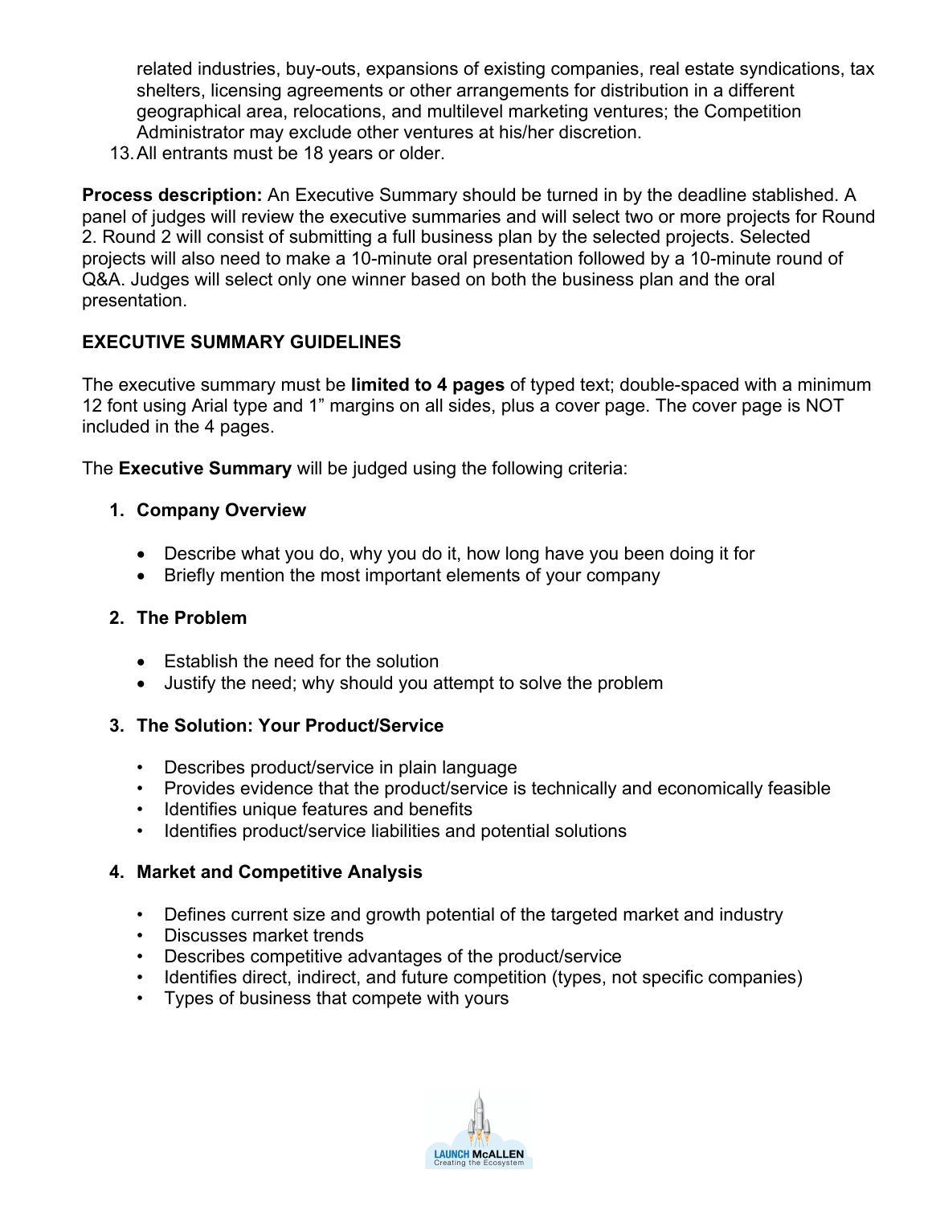related industries, buy-outs, expansions of existing companies, real estate syndications, tax shelters, licensing agreements or other arrangements for distribution in a different geographical area, relocations, and multilevel marketing ventures; the Competition Administrator may exclude other ventures at his/her discretion.

13. All entrants must be 18 years or older.

**Process description:** An Executive Summary should be turned in by the deadline stablished. A panel of judges will review the executive summaries and will select two or more projects for Round 2. Round 2 will consist of submitting a full business plan by the selected projects. Selected projects will also need to make a 10-minute oral presentation followed by a 10-minute round of Q&A. Judges will select only one winner based on both the business plan and the oral presentation.

## EXECUTIVE SUMMARY GUIDELINES

The executive summary must be **limited to 4 pages** of typed text; double-spaced with a minimum 12 font using Arial type and 1" margins on all sides, plus a cover page. The cover page is NOT included in the 4 pages.

The **Executive Summary** will be judged using the following criteria:

1. **Company Overview**
   - Describe what you do, why you do it, how long have you been doing it for
   - Briefly mention the most important elements of your company

2. **The Problem**
   - Establish the need for the solution
   - Justify the need; why should you attempt to solve the problem

3. **The Solution: Your Product/Service**
   - Describes product/service in plain language
   - Provides evidence that the product/service is technically and economically feasible
   - Identifies unique features and benefits
   - Identifies product/service liabilities and potential solutions

4. **Market and Competitive Analysis**
   - Defines current size and growth potential of the targeted market and industry
   - Discusses market trends
   - Describes competitive advantages of the product/service
   - Identifies direct, indirect, and future competition (types, not specific companies)
   - Types of business that compete with yours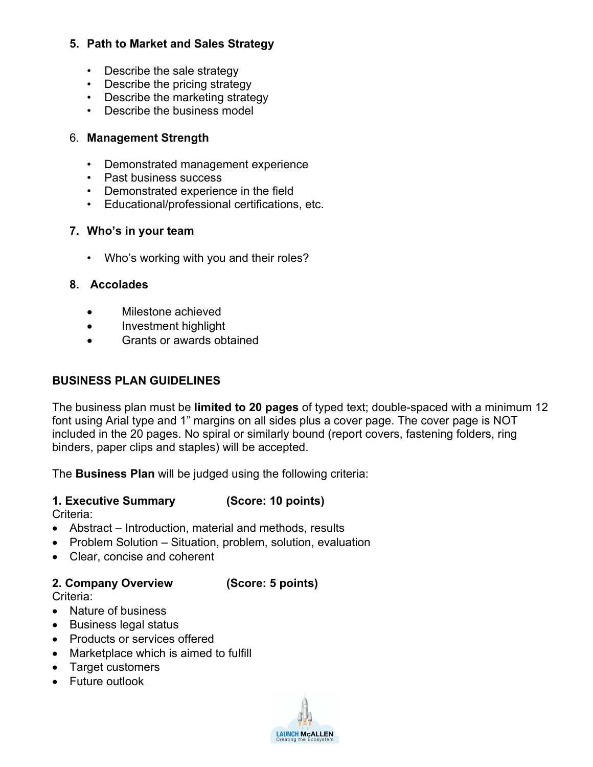**5. Path to Market and Sales Strategy**

- Describe the sale strategy
- Describe the pricing strategy
- Describe the marketing strategy
- Describe the business model

6. **Management Strength**

- Demonstrated management experience
- Past business success
- Demonstrated experience in the field
- Educational/professional certifications, etc.

**7. Who's in your team**

- Who's working with you and their roles?

**8. Accolades**

- Milestone achieved
- Investment highlight
- Grants or awards obtained

## BUSINESS PLAN GUIDELINES

The business plan must be **limited to 20 pages** of typed text; double-spaced with a minimum 12 font using Arial type and 1" margins on all sides plus a cover page. The cover page is NOT included in the 20 pages. No spiral or similarly bound (report covers, fastening folders, ring binders, paper clips and staples) will be accepted.

The **Business Plan** will be judged using the following criteria:

**1. Executive Summary (Score: 10 points)**
Criteria:

- Abstract – Introduction, material and methods, results
- Problem Solution – Situation, problem, solution, evaluation
- Clear, concise and coherent

**2. Company Overview (Score: 5 points)**
Criteria:

- Nature of business
- Business legal status
- Products or services offered
- Marketplace which is aimed to fulfill
- Target customers
- Future outlook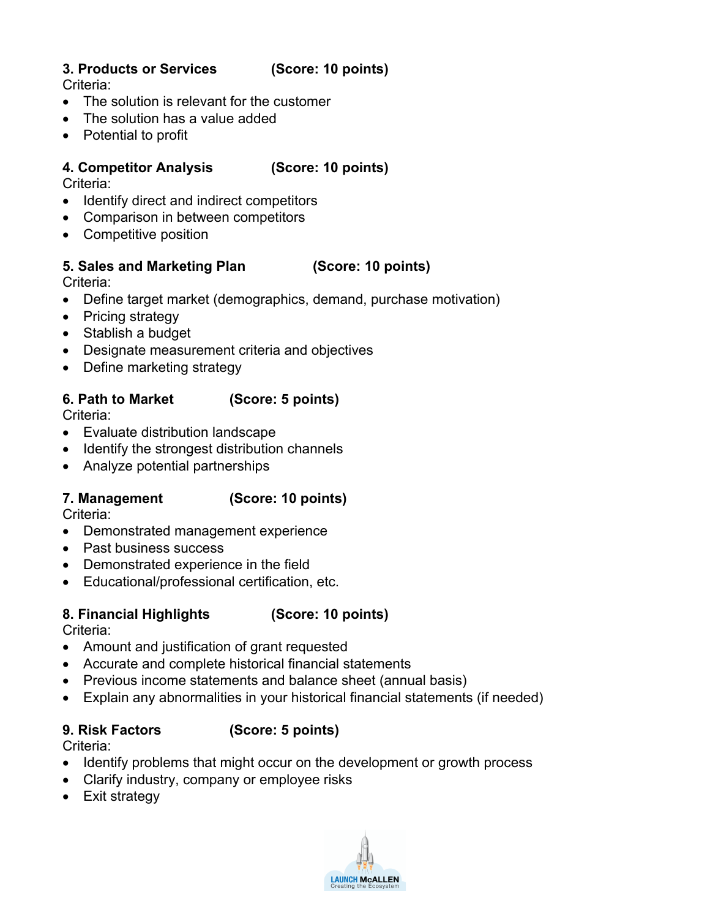**3. Products or Services (Score: 10 points)**

Criteria:

- The solution is relevant for the customer
- The solution has a value added
- Potential to profit

**4. Competitor Analysis (Score: 10 points)**

Criteria:

- Identify direct and indirect competitors
- Comparison in between competitors
- Competitive position

**5. Sales and Marketing Plan (Score: 10 points)**

Criteria:

- Define target market (demographics, demand, purchase motivation)
- Pricing strategy
- Stablish a budget
- Designate measurement criteria and objectives
- Define marketing strategy

**6. Path to Market (Score: 5 points)**

Criteria:

- Evaluate distribution landscape
- Identify the strongest distribution channels
- Analyze potential partnerships

**7. Management (Score: 10 points)**

Criteria:

- Demonstrated management experience
- Past business success
- Demonstrated experience in the field
- Educational/professional certification, etc.

**8. Financial Highlights (Score: 10 points)**

Criteria:

- Amount and justification of grant requested
- Accurate and complete historical financial statements
- Previous income statements and balance sheet (annual basis)
- Explain any abnormalities in your historical financial statements (if needed)

**9. Risk Factors (Score: 5 points)**

Criteria:

- Identify problems that might occur on the development or growth process
- Clarify industry, company or employee risks
- Exit strategy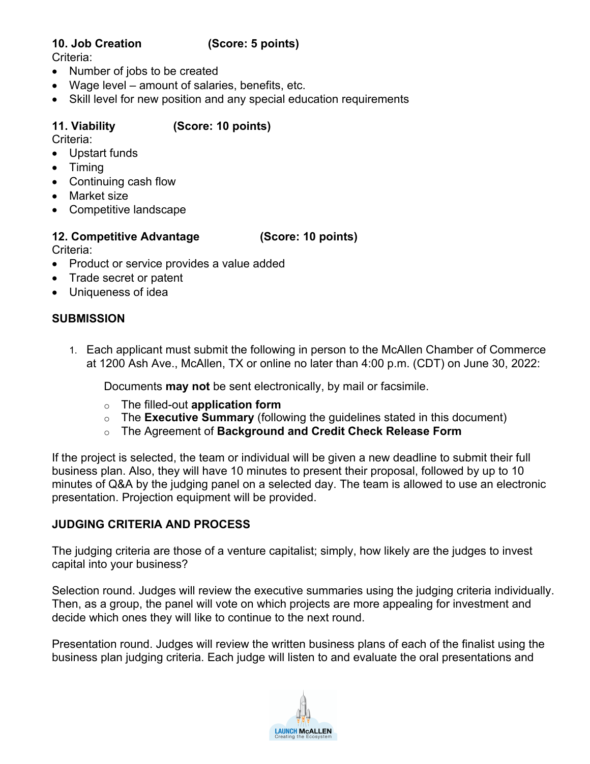**10. Job Creation (Score: 5 points)**

Criteria:

- Number of jobs to be created
- Wage level – amount of salaries, benefits, etc.
- Skill level for new position and any special education requirements

**11. Viability (Score: 10 points)**

Criteria:

- Upstart funds
- Timing
- Continuing cash flow
- Market size
- Competitive landscape

**12. Competitive Advantage (Score: 10 points)**

Criteria:

- Product or service provides a value added
- Trade secret or patent
- Uniqueness of idea

## SUBMISSION

1. Each applicant must submit the following in person to the McAllen Chamber of Commerce at 1200 Ash Ave., McAllen, TX or online no later than 4:00 p.m. (CDT) on June 30, 2022:

   Documents **may not** be sent electronically, by mail or facsimile.

   - The filled-out **application form**
   - The **Executive Summary** (following the guidelines stated in this document)
   - The Agreement of **Background and Credit Check Release Form**

If the project is selected, the team or individual will be given a new deadline to submit their full business plan. Also, they will have 10 minutes to present their proposal, followed by up to 10 minutes of Q&A by the judging panel on a selected day. The team is allowed to use an electronic presentation. Projection equipment will be provided.

## JUDGING CRITERIA AND PROCESS

The judging criteria are those of a venture capitalist; simply, how likely are the judges to invest capital into your business?

Selection round. Judges will review the executive summaries using the judging criteria individually. Then, as a group, the panel will vote on which projects are more appealing for investment and decide which ones they will like to continue to the next round.

Presentation round. Judges will review the written business plans of each of the finalist using the business plan judging criteria. Each judge will listen to and evaluate the oral presentations and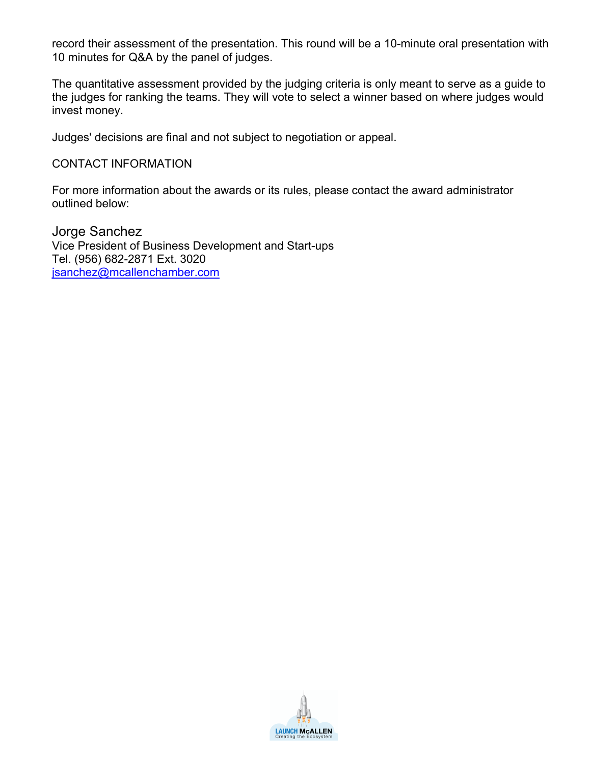record their assessment of the presentation. This round will be a 10-minute oral presentation with 10 minutes for Q&A by the panel of judges.

The quantitative assessment provided by the judging criteria is only meant to serve as a guide to the judges for ranking the teams. They will vote to select a winner based on where judges would invest money.

Judges' decisions are final and not subject to negotiation or appeal.

CONTACT INFORMATION

For more information about the awards or its rules, please contact the award administrator outlined below:

Jorge Sanchez
Vice President of Business Development and Start-ups
Tel. (956) 682-2871 Ext. 3020
jsanchez@mcallenchamber.com